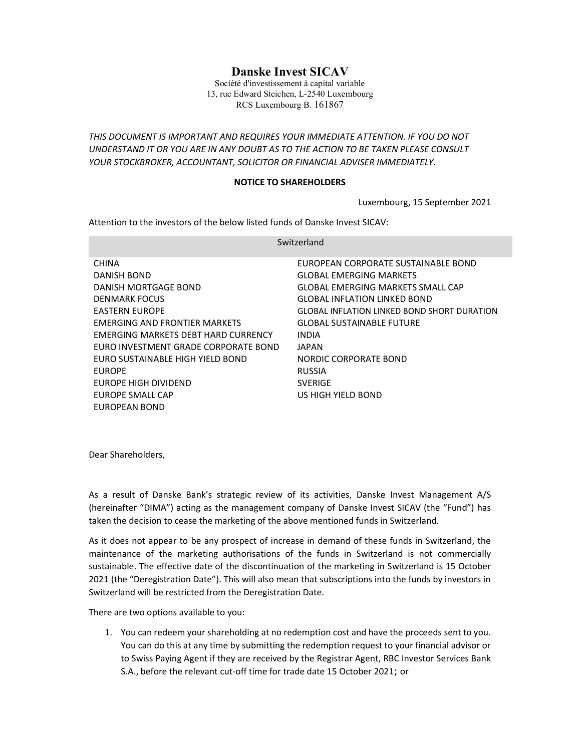# Danske Invest SICAV

Société d'investissement à capital variable
13, rue Edward Steichen, L-2540 Luxembourg
RCS Luxembourg B. 161867

*THIS DOCUMENT IS IMPORTANT AND REQUIRES YOUR IMMEDIATE ATTENTION. IF YOU DO NOT UNDERSTAND IT OR YOU ARE IN ANY DOUBT AS TO THE ACTION TO BE TAKEN PLEASE CONSULT YOUR STOCKBROKER, ACCOUNTANT, SOLICITOR OR FINANCIAL ADVISER IMMEDIATELY.*

**NOTICE TO SHAREHOLDERS**

Luxembourg, 15 September 2021

Attention to the investors of the below listed funds of Danske Invest SICAV:

| Switzerland | |
|---|---|
| CHINA | EUROPEAN CORPORATE SUSTAINABLE BOND |
| DANISH BOND | GLOBAL EMERGING MARKETS |
| DANISH MORTGAGE BOND | GLOBAL EMERGING MARKETS SMALL CAP |
| DENMARK FOCUS | GLOBAL INFLATION LINKED BOND |
| EASTERN EUROPE | GLOBAL INFLATION LINKED BOND SHORT DURATION |
| EMERGING AND FRONTIER MARKETS | GLOBAL SUSTAINABLE FUTURE |
| EMERGING MARKETS DEBT HARD CURRENCY | INDIA |
| EURO INVESTMENT GRADE CORPORATE BOND | JAPAN |
| EURO SUSTAINABLE HIGH YIELD BOND | NORDIC CORPORATE BOND |
| EUROPE | RUSSIA |
| EUROPE HIGH DIVIDEND | SVERIGE |
| EUROPE SMALL CAP | US HIGH YIELD BOND |
| EUROPEAN BOND | |

Dear Shareholders,

As a result of Danske Bank's strategic review of its activities, Danske Invest Management A/S (hereinafter "DIMA") acting as the management company of Danske Invest SICAV (the "Fund") has taken the decision to cease the marketing of the above mentioned funds in Switzerland.

As it does not appear to be any prospect of increase in demand of these funds in Switzerland, the maintenance of the marketing authorisations of the funds in Switzerland is not commercially sustainable. The effective date of the discontinuation of the marketing in Switzerland is 15 October 2021 (the "Deregistration Date"). This will also mean that subscriptions into the funds by investors in Switzerland will be restricted from the Deregistration Date.

There are two options available to you:

1. You can redeem your shareholding at no redemption cost and have the proceeds sent to you. You can do this at any time by submitting the redemption request to your financial advisor or to Swiss Paying Agent if they are received by the Registrar Agent, RBC Investor Services Bank S.A., before the relevant cut-off time for trade date 15 October 2021; or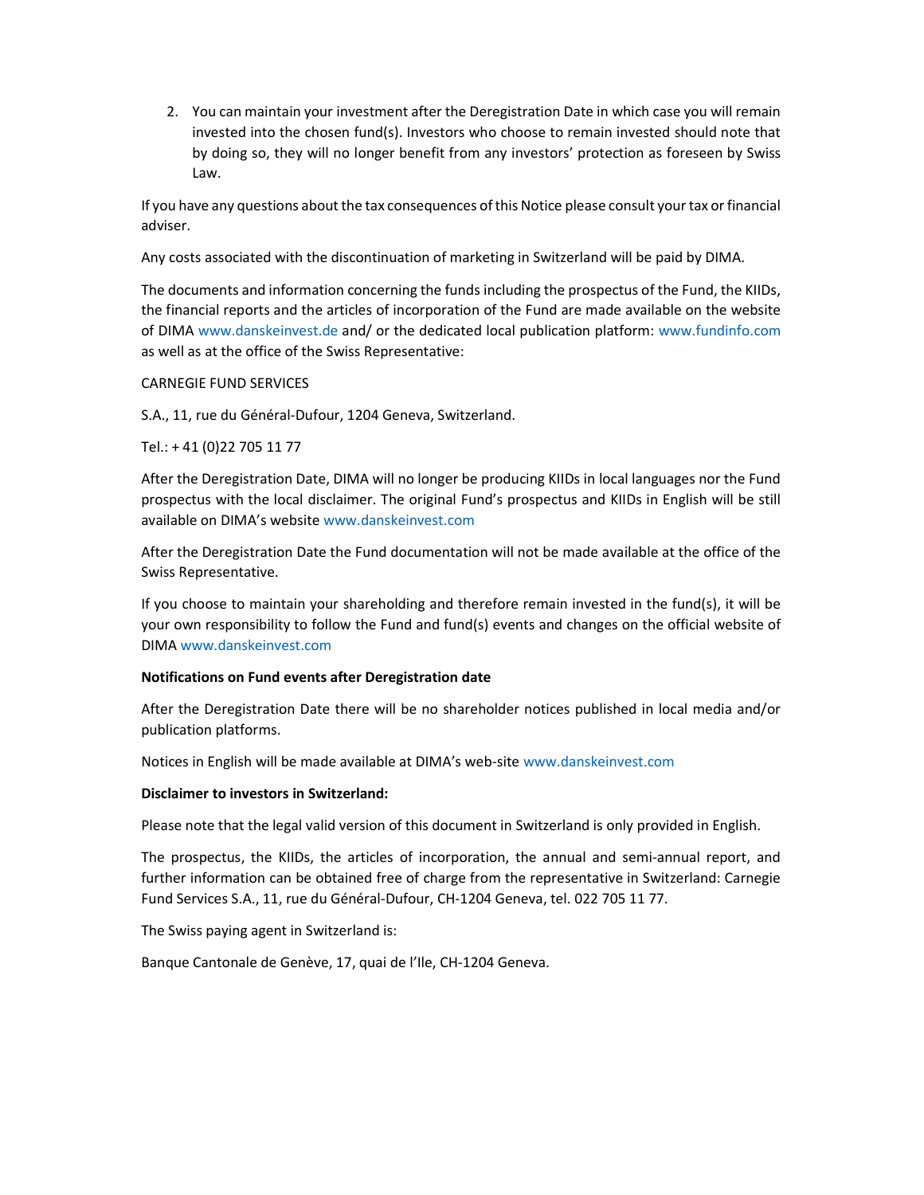2. You can maintain your investment after the Deregistration Date in which case you will remain invested into the chosen fund(s). Investors who choose to remain invested should note that by doing so, they will no longer benefit from any investors' protection as foreseen by Swiss Law.

If you have any questions about the tax consequences of this Notice please consult your tax or financial adviser.

Any costs associated with the discontinuation of marketing in Switzerland will be paid by DIMA.

The documents and information concerning the funds including the prospectus of the Fund, the KIIDs, the financial reports and the articles of incorporation of the Fund are made available on the website of DIMA www.danskeinvest.de and/ or the dedicated local publication platform: www.fundinfo.com as well as at the office of the Swiss Representative:

CARNEGIE FUND SERVICES

S.A., 11, rue du Général-Dufour, 1204 Geneva, Switzerland.

Tel.: + 41 (0)22 705 11 77

After the Deregistration Date, DIMA will no longer be producing KIIDs in local languages nor the Fund prospectus with the local disclaimer. The original Fund's prospectus and KIIDs in English will be still available on DIMA's website www.danskeinvest.com

After the Deregistration Date the Fund documentation will not be made available at the office of the Swiss Representative.

If you choose to maintain your shareholding and therefore remain invested in the fund(s), it will be your own responsibility to follow the Fund and fund(s) events and changes on the official website of DIMA www.danskeinvest.com

**Notifications on Fund events after Deregistration date**

After the Deregistration Date there will be no shareholder notices published in local media and/or publication platforms.

Notices in English will be made available at DIMA's web-site www.danskeinvest.com

**Disclaimer to investors in Switzerland:**

Please note that the legal valid version of this document in Switzerland is only provided in English.

The prospectus, the KIIDs, the articles of incorporation, the annual and semi-annual report, and further information can be obtained free of charge from the representative in Switzerland: Carnegie Fund Services S.A., 11, rue du Général-Dufour, CH-1204 Geneva, tel. 022 705 11 77.

The Swiss paying agent in Switzerland is:

Banque Cantonale de Genève, 17, quai de l'Ile, CH-1204 Geneva.